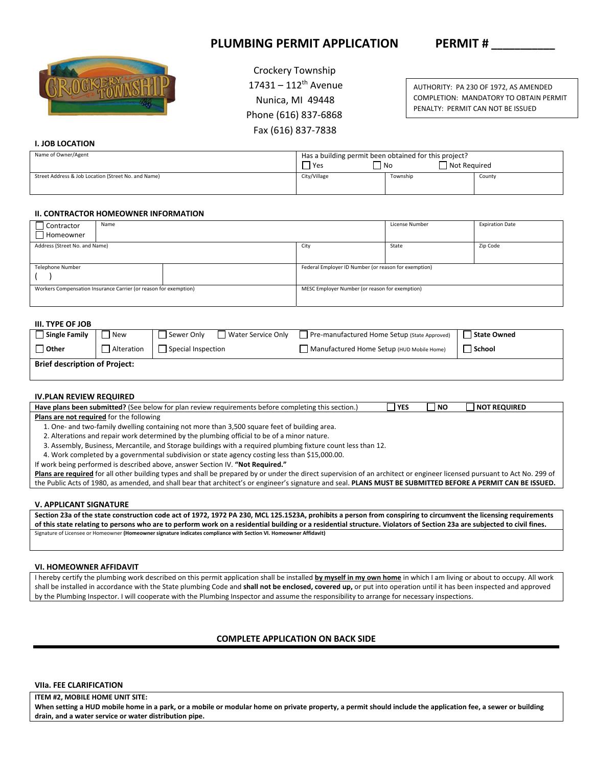# PLUMBING PERMIT APPLICATION PERMIT # __________

Crockery Township
17431 – 112th Avenue
Nunica, MI 49448
Phone (616) 837-6868
Fax (616) 837-7838

AUTHORITY: PA 230 OF 1972, AS AMENDED
COMPLETION: MANDATORY TO OBTAIN PERMIT
PENALTY: PERMIT CAN NOT BE ISSUED

## I. JOB LOCATION

| Name of Owner/Agent | Has a building permit been obtained for this project? ☐ Yes ☐ No ☐ Not Required | | |
|---|---|---|---|
| Street Address & Job Location (Street No. and Name) | City/Village | Township | County |

## II. CONTRACTOR HOMEOWNER INFORMATION

| ☐ Contractor ☐ Homeowner | Name | | License Number | Expiration Date |
|---|---|---|---|---|
| Address (Street No. and Name) | | City | State | Zip Code |
| Telephone Number ( ) | | Federal Employer ID Number (or reason for exemption) | | |
| Workers Compensation Insurance Carrier (or reason for exemption) | | MESC Employer Number (or reason for exemption) | | |

## III. TYPE OF JOB

| ☐ **Single Family** | ☐ New | ☐ Sewer Only ☐ Water Service Only | ☐ Pre-manufactured Home Setup (State Approved) | ☐ **State Owned** |
|---|---|---|---|---|
| ☐ **Other** | ☐ Alteration | ☐ Special Inspection | ☐ Manufactured Home Setup (HUD Mobile Home) | ☐ **School** |
| **Brief description of Project:** | | | | |

## IV.PLAN REVIEW REQUIRED

**Have plans been submitted?** (See below for plan review requirements before completing this section.) ☐ **YES** ☐ **NO** ☐ **NOT REQUIRED**

**Plans are not required** for the following

1. One- and two-family dwelling containing not more than 3,500 square feet of building area.
2. Alterations and repair work determined by the plumbing official to be of a minor nature.
3. Assembly, Business, Mercantile, and Storage buildings with a required plumbing fixture count less than 12.
4. Work completed by a governmental subdivision or state agency costing less than $15,000.00.

If work being performed is described above, answer Section IV. **"Not Required."**

**Plans are required** for all other building types and shall be prepared by or under the direct supervision of an architect or engineer licensed pursuant to Act No. 299 of the Public Acts of 1980, as amended, and shall bear that architect's or engineer's signature and seal. **PLANS MUST BE SUBMITTED BEFORE A PERMIT CAN BE ISSUED.**

## V. APPLICANT SIGNATURE

**Section 23a of the state construction code act of 1972, 1972 PA 230, MCL 125.1523A, prohibits a person from conspiring to circumvent the licensing requirements of this state relating to persons who are to perform work on a residential building or a residential structure. Violators of Section 23a are subjected to civil fines.**

Signature of Licensee or Homeowner **(Homeowner signature indicates compliance with Section VI. Homeowner Affidavit)**

## VI. HOMEOWNER AFFIDAVIT

I hereby certify the plumbing work described on this permit application shall be installed **by myself in my own home** in which I am living or about to occupy. All work shall be installed in accordance with the State plumbing Code and **shall not be enclosed, covered up,** or put into operation until it has been inspected and approved by the Plumbing Inspector. I will cooperate with the Plumbing Inspector and assume the responsibility to arrange for necessary inspections.

**COMPLETE APPLICATION ON BACK SIDE**

## VIIa. FEE CLARIFICATION

**ITEM #2, MOBILE HOME UNIT SITE:**
**When setting a HUD mobile home in a park, or a mobile or modular home on private property, a permit should include the application fee, a sewer or building drain, and a water service or water distribution pipe.**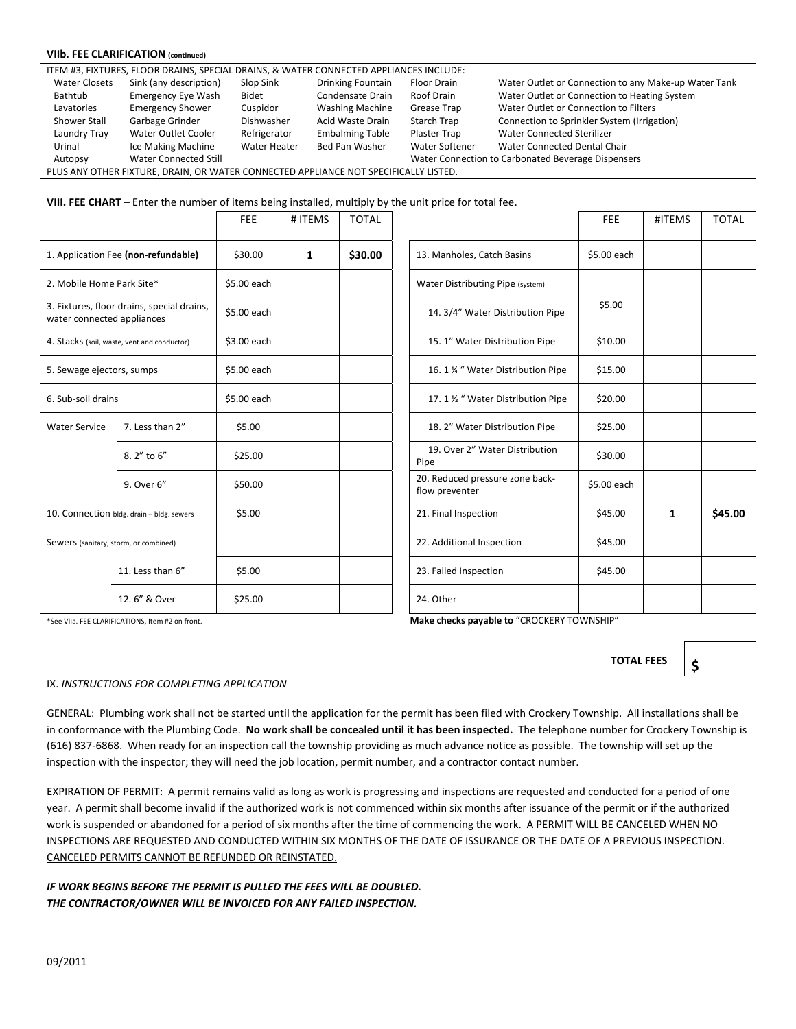**VIIb. FEE CLARIFICATION (continued)**

| ITEM #3, FIXTURES, FLOOR DRAINS, SPECIAL DRAINS, & WATER CONNECTED APPLIANCES INCLUDE: | | | | | |
|---|---|---|---|---|---|
| Water Closets | Sink (any description) | Slop Sink | Drinking Fountain | Floor Drain | Water Outlet or Connection to any Make-up Water Tank |
| Bathtub | Emergency Eye Wash | Bidet | Condensate Drain | Roof Drain | Water Outlet or Connection to Heating System |
| Lavatories | Emergency Shower | Cuspidor | Washing Machine | Grease Trap | Water Outlet or Connection to Filters |
| Shower Stall | Garbage Grinder | Dishwasher | Acid Waste Drain | Starch Trap | Connection to Sprinkler System (Irrigation) |
| Laundry Tray | Water Outlet Cooler | Refrigerator | Embalming Table | Plaster Trap | Water Connected Sterilizer |
| Urinal | Ice Making Machine | Water Heater | Bed Pan Washer | Water Softener | Water Connected Dental Chair |
| Autopsy | Water Connected Still | | | Water Connection to Carbonated Beverage Dispensers | |

PLUS ANY OTHER FIXTURE, DRAIN, OR WATER CONNECTED APPLIANCE NOT SPECIFICALLY LISTED.

**VIII. FEE CHART** – Enter the number of items being installed, multiply by the unit price for total fee.

| | | FEE | # ITEMS | TOTAL |
|---|---|---|---|---|
| 1. Application Fee **(non-refundable)** | | $30.00 | **1** | **$30.00** |
| 2. Mobile Home Park Site* | | $5.00 each | | |
| 3. Fixtures, floor drains, special drains, water connected appliances | | $5.00 each | | |
| 4. Stacks (soil, waste, vent and conductor) | | $3.00 each | | |
| 5. Sewage ejectors, sumps | | $5.00 each | | |
| 6. Sub-soil drains | | $5.00 each | | |
| Water Service | 7. Less than 2" | $5.00 | | |
| | 8. 2" to 6" | $25.00 | | |
| | 9. Over 6" | $50.00 | | |
| 10. Connection bldg. drain – bldg. sewers | | $5.00 | | |
| Sewers (sanitary, storm, or combined) | | | | |
| | 11. Less than 6" | $5.00 | | |
| | 12. 6" & Over | $25.00 | | |

| | FEE | #ITEMS | TOTAL |
|---|---|---|---|
| 13. Manholes, Catch Basins | $5.00 each | | |
| Water Distributing Pipe (system) | | | |
| 14. 3/4" Water Distribution Pipe | $5.00 | | |
| 15. 1" Water Distribution Pipe | $10.00 | | |
| 16. 1 ¼ " Water Distribution Pipe | $15.00 | | |
| 17. 1 ½ " Water Distribution Pipe | $20.00 | | |
| 18. 2" Water Distribution Pipe | $25.00 | | |
| 19. Over 2" Water Distribution Pipe | $30.00 | | |
| 20. Reduced pressure zone back-flow preventer | $5.00 each | | |
| 21. Final Inspection | $45.00 | **1** | **$45.00** |
| 22. Additional Inspection | $45.00 | | |
| 23. Failed Inspection | $45.00 | | |
| 24. Other | | | |

*See VIIa. FEE CLARIFICATIONS, Item #2 on front.

**Make checks payable to** "CROCKERY TOWNSHIP"

**TOTAL FEES** **$**

IX. *INSTRUCTIONS FOR COMPLETING APPLICATION*

GENERAL: Plumbing work shall not be started until the application for the permit has been filed with Crockery Township. All installations shall be in conformance with the Plumbing Code. **No work shall be concealed until it has been inspected.** The telephone number for Crockery Township is (616) 837-6868. When ready for an inspection call the township providing as much advance notice as possible. The township will set up the inspection with the inspector; they will need the job location, permit number, and a contractor contact number.

EXPIRATION OF PERMIT: A permit remains valid as long as work is progressing and inspections are requested and conducted for a period of one year. A permit shall become invalid if the authorized work is not commenced within six months after issuance of the permit or if the authorized work is suspended or abandoned for a period of six months after the time of commencing the work. A PERMIT WILL BE CANCELED WHEN NO INSPECTIONS ARE REQUESTED AND CONDUCTED WITHIN SIX MONTHS OF THE DATE OF ISSURANCE OR THE DATE OF A PREVIOUS INSPECTION. CANCELED PERMITS CANNOT BE REFUNDED OR REINSTATED.

***IF WORK BEGINS BEFORE THE PERMIT IS PULLED THE FEES WILL BE DOUBLED.***
***THE CONTRACTOR/OWNER WILL BE INVOICED FOR ANY FAILED INSPECTION.***

09/2011